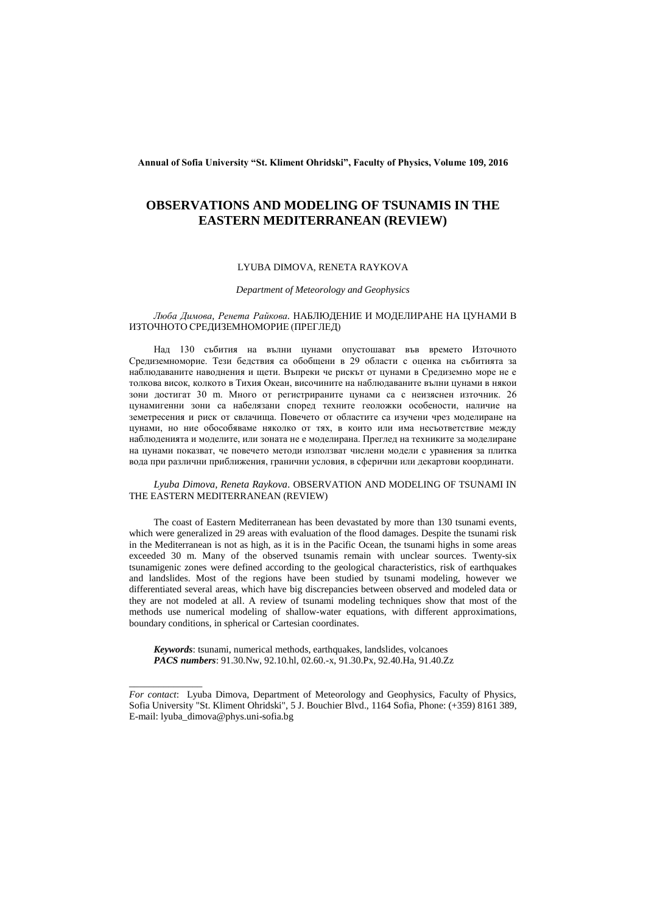**Annual of Sofia University "St. Kliment Ohridski", Faculty of Physics, Volume 109, 2016**

# OBSERVATIONS AND MODELING OF TSUNAMIS IN THE EASTERN MEDITERRANEAN (REVIEW)

LYUBA DIMOVA, RENETA RAYKOVA

*Department of Meteorology and Geophysics*

*Люба Димова, Ренета Райкова*. НАБЛЮДЕНИЕ И МОДЕЛИРАНЕ НА ЦУНАМИ В ИЗТОЧНОТО СРЕДИЗЕМНОМОРИЕ (ПРЕГЛЕД)

Над 130 събития на вълни цунами опустошават във времето Източното Средиземноморие. Тези бедствия са обобщени в 29 области с оценка на събитията за наблюдаваните наводнения и щети. Въпреки че рискът от цунами в Средиземно море не е толкова висок, колкото в Тихия Океан, височините на наблюдаваните вълни цунами в някои зони достигат 30 m. Много от регистрираните цунами са с неизяснен източник. 26 цунамигенни зони са набелязани според техните геоложки особености, наличие на земетресения и риск от свлачища. Повечето от областите са изучени чрез моделиране на цунами, но ние обособяваме няколко от тях, в които или има несъответствие между наблюденията и моделите, или зоната не е моделирана. Преглед на техниките за моделиране на цунами показват, че повечето методи използват числени модели с уравнения за плитка вода при различни приближения, гранични условия, в сферични или декартови координати.

*Lyuba Dimova, Reneta Raykova*. OBSERVATION AND MODELING OF TSUNAMI IN THE EASTERN MEDITERRANEAN (REVIEW)

The coast of Eastern Mediterranean has been devastated by more than 130 tsunami events, which were generalized in 29 areas with evaluation of the flood damages. Despite the tsunami risk in the Mediterranean is not as high, as it is in the Pacific Ocean, the tsunami highs in some areas exceeded 30 m. Many of the observed tsunamis remain with unclear sources. Twenty-six tsunamigenic zones were defined according to the geological characteristics, risk of earthquakes and landslides. Most of the regions have been studied by tsunami modeling, however we differentiated several areas, which have big discrepancies between observed and modeled data or they are not modeled at all. A review of tsunami modeling techniques show that most of the methods use numerical modeling of shallow-water equations, with different approximations, boundary conditions, in spherical or Cartesian coordinates.

***Keywords***: tsunami, numerical methods, earthquakes, landslides, volcanoes
***PACS numbers***: 91.30.Nw, 92.10.hl, 02.60.-x, 91.30.Px, 92.40.Ha, 91.40.Zz

---

*For contact*: Lyuba Dimova, Department of Meteorology and Geophysics, Faculty of Physics, Sofia University "St. Kliment Ohridski", 5 J. Bouchier Blvd., 1164 Sofia, Phone: (+359) 8161 389, E-mail: lyuba_dimova@phys.uni-sofia.bg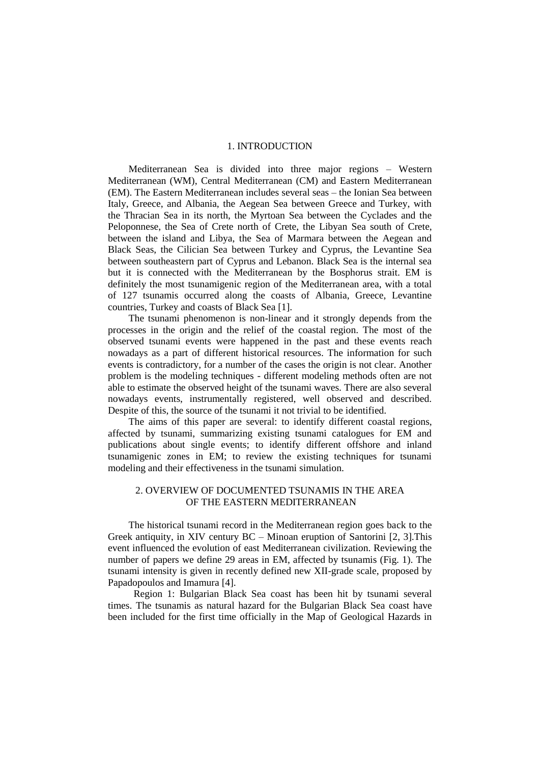## 1. INTRODUCTION

Mediterranean Sea is divided into three major regions – Western Mediterranean (WM), Central Mediterranean (CM) and Eastern Mediterranean (EM). The Eastern Mediterranean includes several seas – the Ionian Sea between Italy, Greece, and Albania, the Aegean Sea between Greece and Turkey, with the Thracian Sea in its north, the Myrtoan Sea between the Cyclades and the Peloponnese, the Sea of Crete north of Crete, the Libyan Sea south of Crete, between the island and Libya, the Sea of Marmara between the Aegean and Black Seas, the Cilician Sea between Turkey and Cyprus, the Levantine Sea between southeastern part of Cyprus and Lebanon. Black Sea is the internal sea but it is connected with the Mediterranean by the Bosphorus strait. EM is definitely the most tsunamigenic region of the Mediterranean area, with a total of 127 tsunamis occurred along the coasts of Albania, Greece, Levantine countries, Turkey and coasts of Black Sea [1].

The tsunami phenomenon is non-linear and it strongly depends from the processes in the origin and the relief of the coastal region. The most of the observed tsunami events were happened in the past and these events reach nowadays as a part of different historical resources. The information for such events is contradictory, for a number of the cases the origin is not clear. Another problem is the modeling techniques - different modeling methods often are not able to estimate the observed height of the tsunami waves. There are also several nowadays events, instrumentally registered, well observed and described. Despite of this, the source of the tsunami it not trivial to be identified.

The aims of this paper are several: to identify different coastal regions, affected by tsunami, summarizing existing tsunami catalogues for EM and publications about single events; to identify different offshore and inland tsunamigenic zones in EM; to review the existing techniques for tsunami modeling and their effectiveness in the tsunami simulation.

## 2. OVERVIEW OF DOCUMENTED TSUNAMIS IN THE AREA OF THE EASTERN MEDITERRANEAN

The historical tsunami record in the Mediterranean region goes back to the Greek antiquity, in XIV century BC – Minoan eruption of Santorini [2, 3].This event influenced the evolution of east Mediterranean civilization. Reviewing the number of papers we define 29 areas in EM, affected by tsunamis (Fig. 1). The tsunami intensity is given in recently defined new XII-grade scale, proposed by Papadopoulos and Imamura [4].

Region 1: Bulgarian Black Sea coast has been hit by tsunami several times. The tsunamis as natural hazard for the Bulgarian Black Sea coast have been included for the first time officially in the Map of Geological Hazards in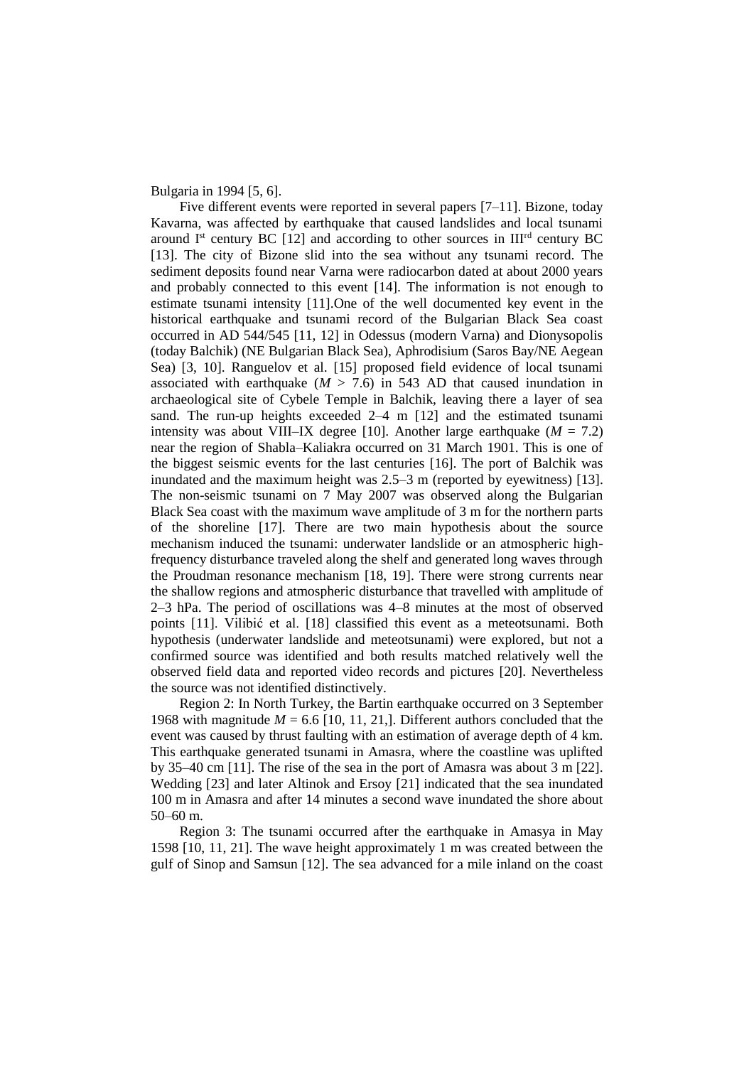Bulgaria in 1994 [5, 6].

Five different events were reported in several papers [7–11]. Bizone, today Kavarna, was affected by earthquake that caused landslides and local tsunami around I[st] century BC [12] and according to other sources in III[rd] century BC [13]. The city of Bizone slid into the sea without any tsunami record. The sediment deposits found near Varna were radiocarbon dated at about 2000 years and probably connected to this event [14]. The information is not enough to estimate tsunami intensity [11].One of the well documented key event in the historical earthquake and tsunami record of the Bulgarian Black Sea coast occurred in AD 544/545 [11, 12] in Odessus (modern Varna) and Dionysopolis (today Balchik) (NE Bulgarian Black Sea), Aphrodisium (Saros Bay/NE Aegean Sea) [3, 10]. Ranguelov et al. [15] proposed field evidence of local tsunami associated with earthquake ($M$ > 7.6) in 543 AD that caused inundation in archaeological site of Cybele Temple in Balchik, leaving there a layer of sea sand. The run-up heights exceeded 2–4 m [12] and the estimated tsunami intensity was about VIII–IX degree [10]. Another large earthquake ($M$ = 7.2) near the region of Shabla–Kaliakra occurred on 31 March 1901. This is one of the biggest seismic events for the last centuries [16]. The port of Balchik was inundated and the maximum height was 2.5–3 m (reported by eyewitness) [13]. The non-seismic tsunami on 7 May 2007 was observed along the Bulgarian Black Sea coast with the maximum wave amplitude of 3 m for the northern parts of the shoreline [17]. There are two main hypothesis about the source mechanism induced the tsunami: underwater landslide or an atmospheric high-frequency disturbance traveled along the shelf and generated long waves through the Proudman resonance mechanism [18, 19]. There were strong currents near the shallow regions and atmospheric disturbance that travelled with amplitude of 2–3 hPa. The period of oscillations was 4–8 minutes at the most of observed points [11]. Vilibić et al. [18] classified this event as a meteotsunami. Both hypothesis (underwater landslide and meteotsunami) were explored, but not a confirmed source was identified and both results matched relatively well the observed field data and reported video records and pictures [20]. Nevertheless the source was not identified distinctively.

Region 2: In North Turkey, the Bartin earthquake occurred on 3 September 1968 with magnitude $M$ = 6.6 [10, 11, 21,]. Different authors concluded that the event was caused by thrust faulting with an estimation of average depth of 4 km. This earthquake generated tsunami in Amasra, where the coastline was uplifted by 35–40 cm [11]. The rise of the sea in the port of Amasra was about 3 m [22]. Wedding [23] and later Altinok and Ersoy [21] indicated that the sea inundated 100 m in Amasra and after 14 minutes a second wave inundated the shore about 50–60 m.

Region 3: The tsunami occurred after the earthquake in Amasya in May 1598 [10, 11, 21]. The wave height approximately 1 m was created between the gulf of Sinop and Samsun [12]. The sea advanced for a mile inland on the coast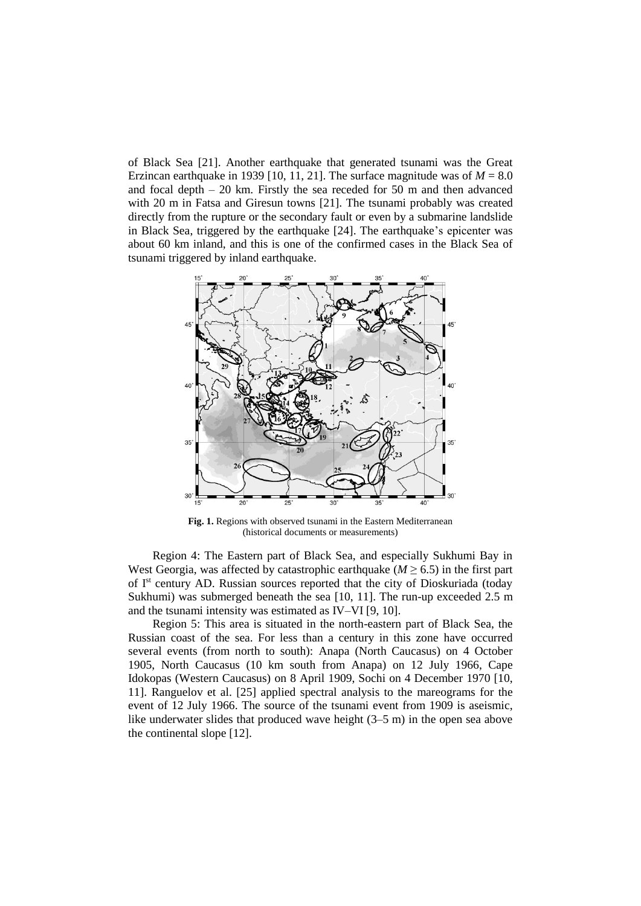of Black Sea [21]. Another earthquake that generated tsunami was the Great Erzincan earthquake in 1939 [10, 11, 21]. The surface magnitude was of $M = 8.0$ and focal depth – 20 km. Firstly the sea receded for 50 m and then advanced with 20 m in Fatsa and Giresun towns [21]. The tsunami probably was created directly from the rupture or the secondary fault or even by a submarine landslide in Black Sea, triggered by the earthquake [24]. The earthquake's epicenter was about 60 km inland, and this is one of the confirmed cases in the Black Sea of tsunami triggered by inland earthquake.

**Fig. 1.** Regions with observed tsunami in the Eastern Mediterranean (historical documents or measurements)

Region 4: The Eastern part of Black Sea, and especially Sukhumi Bay in West Georgia, was affected by catastrophic earthquake ($M \geq 6.5$) in the first part of I[st] century AD. Russian sources reported that the city of Dioskuriada (today Sukhumi) was submerged beneath the sea [10, 11]. The run-up exceeded 2.5 m and the tsunami intensity was estimated as IV–VI [9, 10].

Region 5: This area is situated in the north-eastern part of Black Sea, the Russian coast of the sea. For less than a century in this zone have occurred several events (from north to south): Anapa (North Caucasus) on 4 October 1905, North Caucasus (10 km south from Anapa) on 12 July 1966, Cape Idokopas (Western Caucasus) on 8 April 1909, Sochi on 4 December 1970 [10, 11]. Ranguelov et al. [25] applied spectral analysis to the mareograms for the event of 12 July 1966. The source of the tsunami event from 1909 is aseismic, like underwater slides that produced wave height (3–5 m) in the open sea above the continental slope [12].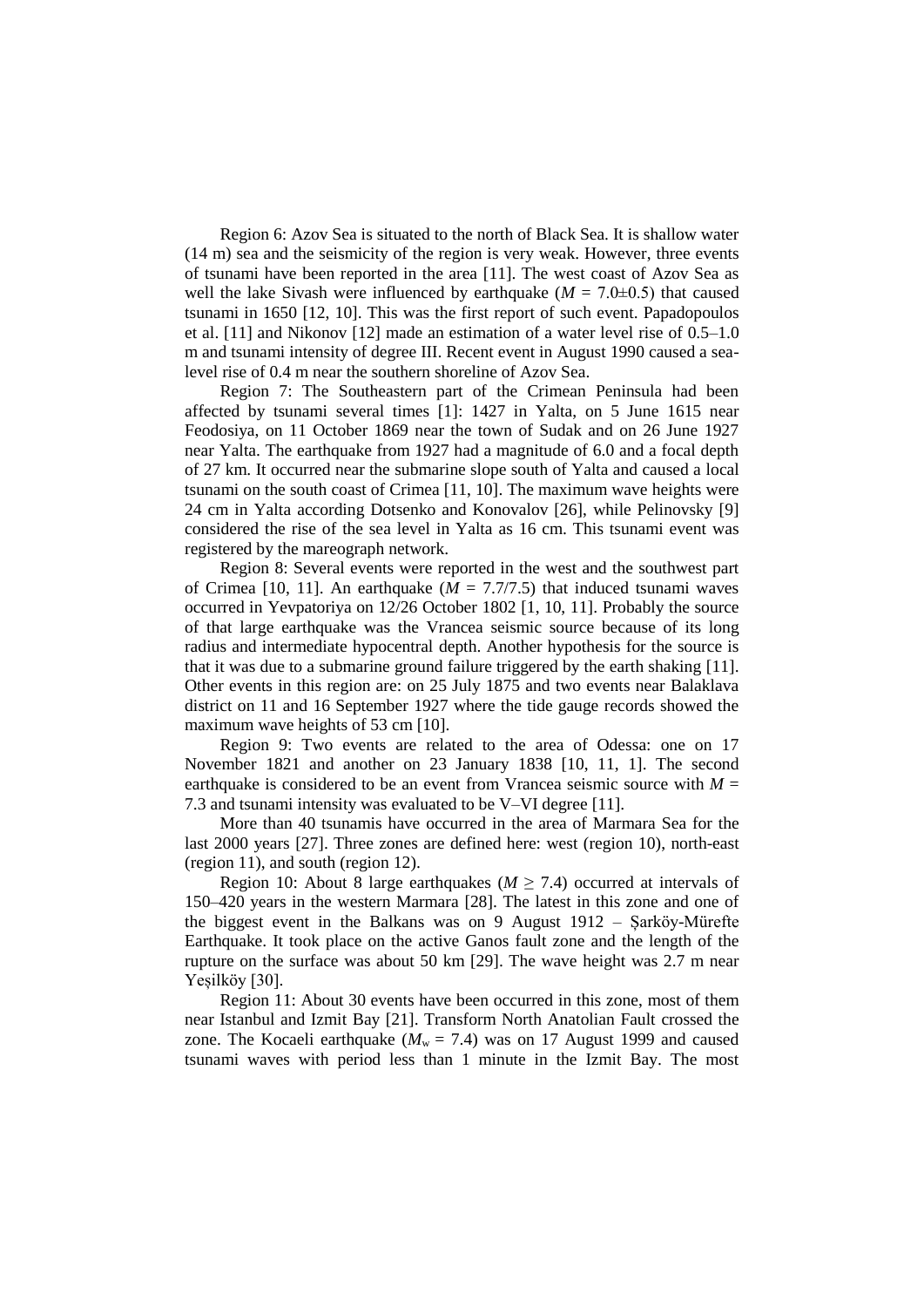Region 6: Azov Sea is situated to the north of Black Sea. It is shallow water (14 m) sea and the seismicity of the region is very weak. However, three events of tsunami have been reported in the area [11]. The west coast of Azov Sea as well the lake Sivash were influenced by earthquake ($M$ = 7.0±0.5) that caused tsunami in 1650 [12, 10]. This was the first report of such event. Papadopoulos et al. [11] and Nikonov [12] made an estimation of a water level rise of 0.5–1.0 m and tsunami intensity of degree III. Recent event in August 1990 caused a sea-level rise of 0.4 m near the southern shoreline of Azov Sea.

Region 7: The Southeastern part of the Crimean Peninsula had been affected by tsunami several times [1]: 1427 in Yalta, on 5 June 1615 near Feodosiya, on 11 October 1869 near the town of Sudak and on 26 June 1927 near Yalta. The earthquake from 1927 had a magnitude of 6.0 and a focal depth of 27 km. It occurred near the submarine slope south of Yalta and caused a local tsunami on the south coast of Crimea [11, 10]. The maximum wave heights were 24 cm in Yalta according Dotsenko and Konovalov [26], while Pelinovsky [9] considered the rise of the sea level in Yalta as 16 cm. This tsunami event was registered by the mareograph network.

Region 8: Several events were reported in the west and the southwest part of Crimea [10, 11]. An earthquake ($M$ = 7.7/7.5) that induced tsunami waves occurred in Yevpatoriya on 12/26 October 1802 [1, 10, 11]. Probably the source of that large earthquake was the Vrancea seismic source because of its long radius and intermediate hypocentral depth. Another hypothesis for the source is that it was due to a submarine ground failure triggered by the earth shaking [11]. Other events in this region are: on 25 July 1875 and two events near Balaklava district on 11 and 16 September 1927 where the tide gauge records showed the maximum wave heights of 53 cm [10].

Region 9: Two events are related to the area of Odessa: one on 17 November 1821 and another on 23 January 1838 [10, 11, 1]. The second earthquake is considered to be an event from Vrancea seismic source with $M$ = 7.3 and tsunami intensity was evaluated to be V–VI degree [11].

More than 40 tsunamis have occurred in the area of Marmara Sea for the last 2000 years [27]. Three zones are defined here: west (region 10), north-east (region 11), and south (region 12).

Region 10: About 8 large earthquakes ($M \geq 7.4$) occurred at intervals of 150–420 years in the western Marmara [28]. The latest in this zone and one of the biggest event in the Balkans was on 9 August 1912 – Şarköy-Mürefte Earthquake. It took place on the active Ganos fault zone and the length of the rupture on the surface was about 50 km [29]. The wave height was 2.7 m near Yeşilköy [30].

Region 11: About 30 events have been occurred in this zone, most of them near Istanbul and Izmit Bay [21]. Transform North Anatolian Fault crossed the zone. The Kocaeli earthquake ($M_w$ = 7.4) was on 17 August 1999 and caused tsunami waves with period less than 1 minute in the Izmit Bay. The most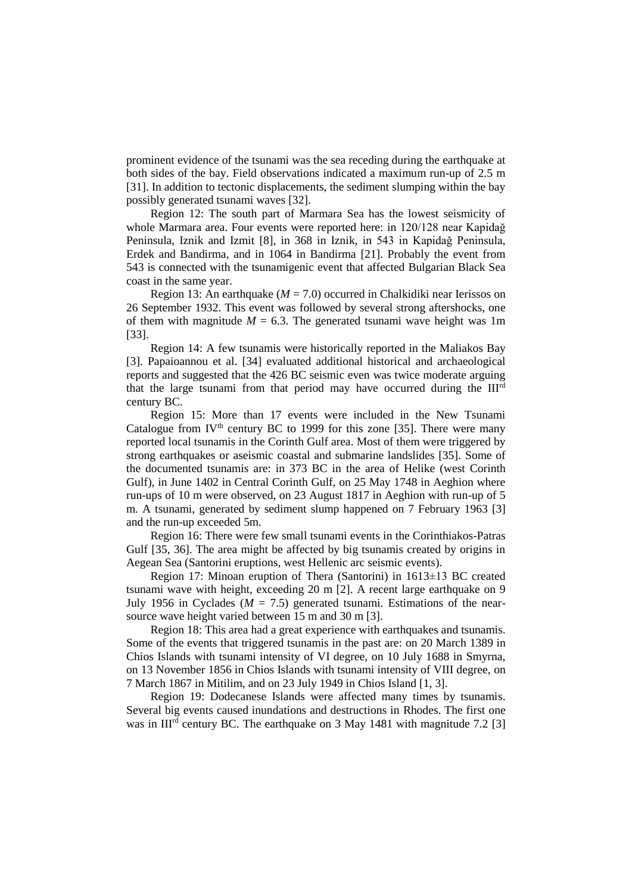prominent evidence of the tsunami was the sea receding during the earthquake at both sides of the bay. Field observations indicated a maximum run-up of 2.5 m [31]. In addition to tectonic displacements, the sediment slumping within the bay possibly generated tsunami waves [32].

Region 12: The south part of Marmara Sea has the lowest seismicity of whole Marmara area. Four events were reported here: in 120/128 near Kapidağ Peninsula, Iznik and Izmit [8], in 368 in Iznik, in 543 in Kapidağ Peninsula, Erdek and Bandirma, and in 1064 in Bandirma [21]. Probably the event from 543 is connected with the tsunamigenic event that affected Bulgarian Black Sea coast in the same year.

Region 13: An earthquake ($M = 7.0$) occurred in Chalkidiki near Ierissos on 26 September 1932. This event was followed by several strong aftershocks, one of them with magnitude $M = 6.3$. The generated tsunami wave height was 1m [33].

Region 14: A few tsunamis were historically reported in the Maliakos Bay [3]. Papaioannou et al. [34] evaluated additional historical and archaeological reports and suggested that the 426 BC seismic even was twice moderate arguing that the large tsunami from that period may have occurred during the III$^{rd}$ century BC.

Region 15: More than 17 events were included in the New Tsunami Catalogue from IV$^{th}$ century BC to 1999 for this zone [35]. There were many reported local tsunamis in the Corinth Gulf area. Most of them were triggered by strong earthquakes or aseismic coastal and submarine landslides [35]. Some of the documented tsunamis are: in 373 BC in the area of Helike (west Corinth Gulf), in June 1402 in Central Corinth Gulf, on 25 May 1748 in Aeghion where run-ups of 10 m were observed, on 23 August 1817 in Aeghion with run-up of 5 m. A tsunami, generated by sediment slump happened on 7 February 1963 [3] and the run-up exceeded 5m.

Region 16: There were few small tsunami events in the Corinthiakos-Patras Gulf [35, 36]. The area might be affected by big tsunamis created by origins in Aegean Sea (Santorini eruptions, west Hellenic arc seismic events).

Region 17: Minoan eruption of Thera (Santorini) in 1613±13 BC created tsunami wave with height, exceeding 20 m [2]. A recent large earthquake on 9 July 1956 in Cyclades ($M = 7.5$) generated tsunami. Estimations of the near-source wave height varied between 15 m and 30 m [3].

Region 18: This area had a great experience with earthquakes and tsunamis. Some of the events that triggered tsunamis in the past are: on 20 March 1389 in Chios Islands with tsunami intensity of VI degree, on 10 July 1688 in Smyrna, on 13 November 1856 in Chios Islands with tsunami intensity of VIII degree, on 7 March 1867 in Mitilim, and on 23 July 1949 in Chios Island [1, 3].

Region 19: Dodecanese Islands were affected many times by tsunamis. Several big events caused inundations and destructions in Rhodes. The first one was in III$^{rd}$ century BC. The earthquake on 3 May 1481 with magnitude 7.2 [3]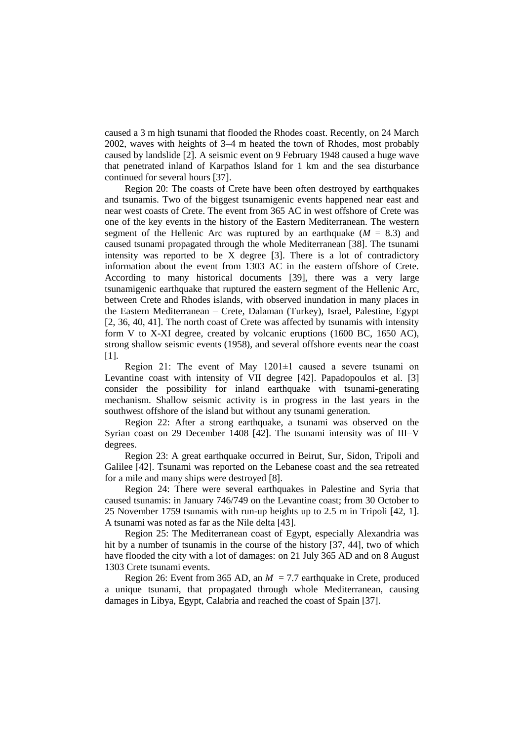caused a 3 m high tsunami that flooded the Rhodes coast. Recently, on 24 March 2002, waves with heights of 3–4 m heated the town of Rhodes, most probably caused by landslide [2]. A seismic event on 9 February 1948 caused a huge wave that penetrated inland of Karpathos Island for 1 km and the sea disturbance continued for several hours [37].

Region 20: The coasts of Crete have been often destroyed by earthquakes and tsunamis. Two of the biggest tsunamigenic events happened near east and near west coasts of Crete. The event from 365 AC in west offshore of Crete was one of the key events in the history of the Eastern Mediterranean. The western segment of the Hellenic Arc was ruptured by an earthquake ($M$ = 8.3) and caused tsunami propagated through the whole Mediterranean [38]. The tsunami intensity was reported to be X degree [3]. There is a lot of contradictory information about the event from 1303 AC in the eastern offshore of Crete. According to many historical documents [39], there was a very large tsunamigenic earthquake that ruptured the eastern segment of the Hellenic Arc, between Crete and Rhodes islands, with observed inundation in many places in the Eastern Mediterranean – Crete, Dalaman (Turkey), Israel, Palestine, Egypt [2, 36, 40, 41]. The north coast of Crete was affected by tsunamis with intensity form V to X-XI degree, created by volcanic eruptions (1600 BC, 1650 AC), strong shallow seismic events (1958), and several offshore events near the coast [1].

Region 21: The event of May 1201±1 caused a severe tsunami on Levantine coast with intensity of VII degree [42]. Papadopoulos et al. [3] consider the possibility for inland earthquake with tsunami-generating mechanism. Shallow seismic activity is in progress in the last years in the southwest offshore of the island but without any tsunami generation.

Region 22: After a strong earthquake, a tsunami was observed on the Syrian coast on 29 December 1408 [42]. The tsunami intensity was of III–V degrees.

Region 23: A great earthquake occurred in Beirut, Sur, Sidon, Tripoli and Galilee [42]. Tsunami was reported on the Lebanese coast and the sea retreated for a mile and many ships were destroyed [8].

Region 24: There were several earthquakes in Palestine and Syria that caused tsunamis: in January 746/749 on the Levantine coast; from 30 October to 25 November 1759 tsunamis with run-up heights up to 2.5 m in Tripoli [42, 1]. A tsunami was noted as far as the Nile delta [43].

Region 25: The Mediterranean coast of Egypt, especially Alexandria was hit by a number of tsunamis in the course of the history [37, 44], two of which have flooded the city with a lot of damages: on 21 July 365 AD and on 8 August 1303 Crete tsunami events.

Region 26: Event from 365 AD, an $M$ = 7.7 earthquake in Crete, produced a unique tsunami, that propagated through whole Mediterranean, causing damages in Libya, Egypt, Calabria and reached the coast of Spain [37].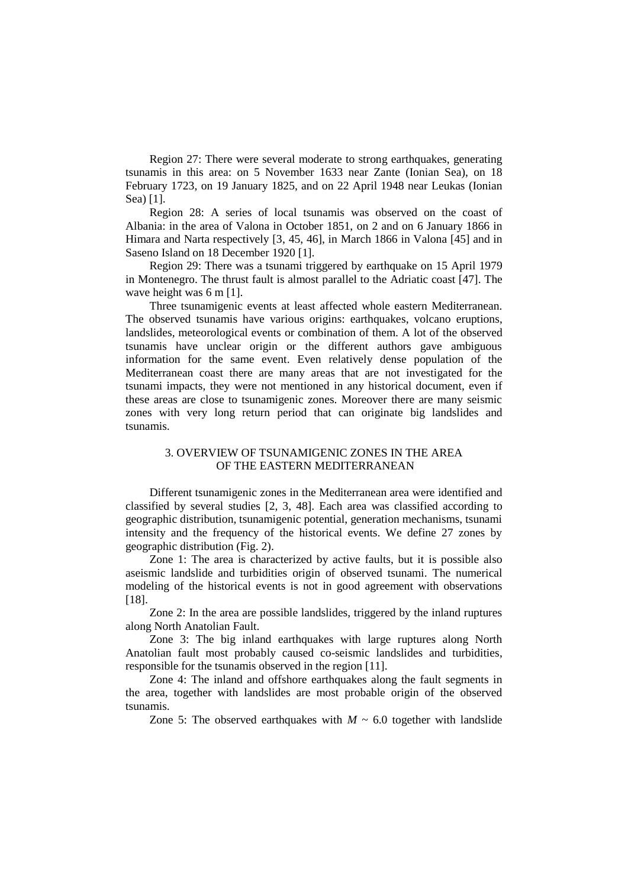Region 27: There were several moderate to strong earthquakes, generating tsunamis in this area: on 5 November 1633 near Zante (Ionian Sea), on 18 February 1723, on 19 January 1825, and on 22 April 1948 near Leukas (Ionian Sea) [1].

Region 28: A series of local tsunamis was observed on the coast of Albania: in the area of Valona in October 1851, on 2 and on 6 January 1866 in Himara and Narta respectively [3, 45, 46], in March 1866 in Valona [45] and in Saseno Island on 18 December 1920 [1].

Region 29: There was a tsunami triggered by earthquake on 15 April 1979 in Montenegro. The thrust fault is almost parallel to the Adriatic coast [47]. The wave height was 6 m [1].

Three tsunamigenic events at least affected whole eastern Mediterranean. The observed tsunamis have various origins: earthquakes, volcano eruptions, landslides, meteorological events or combination of them. A lot of the observed tsunamis have unclear origin or the different authors gave ambiguous information for the same event. Even relatively dense population of the Mediterranean coast there are many areas that are not investigated for the tsunami impacts, they were not mentioned in any historical document, even if these areas are close to tsunamigenic zones. Moreover there are many seismic zones with very long return period that can originate big landslides and tsunamis.

## 3. OVERVIEW OF TSUNAMIGENIC ZONES IN THE AREA OF THE EASTERN MEDITERRANEAN

Different tsunamigenic zones in the Mediterranean area were identified and classified by several studies [2, 3, 48]. Each area was classified according to geographic distribution, tsunamigenic potential, generation mechanisms, tsunami intensity and the frequency of the historical events. We define 27 zones by geographic distribution (Fig. 2).

Zone 1: The area is characterized by active faults, but it is possible also aseismic landslide and turbidities origin of observed tsunami. The numerical modeling of the historical events is not in good agreement with observations [18].

Zone 2: In the area are possible landslides, triggered by the inland ruptures along North Anatolian Fault.

Zone 3: The big inland earthquakes with large ruptures along North Anatolian fault most probably caused co-seismic landslides and turbidities, responsible for the tsunamis observed in the region [11].

Zone 4: The inland and offshore earthquakes along the fault segments in the area, together with landslides are most probable origin of the observed tsunamis.

Zone 5: The observed earthquakes with $M \sim 6.0$ together with landslide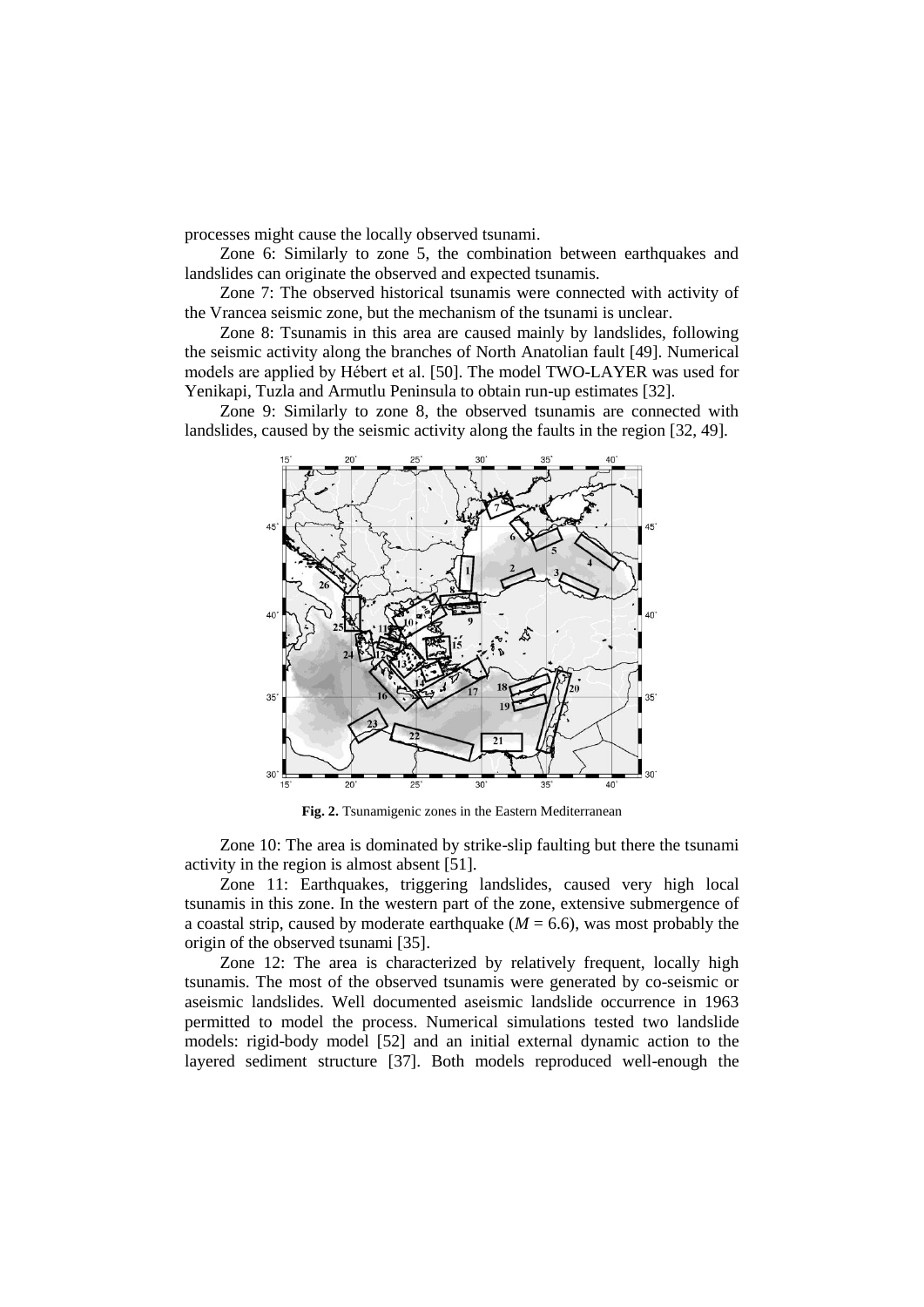processes might cause the locally observed tsunami.

Zone 6: Similarly to zone 5, the combination between earthquakes and landslides can originate the observed and expected tsunamis.

Zone 7: The observed historical tsunamis were connected with activity of the Vrancea seismic zone, but the mechanism of the tsunami is unclear.

Zone 8: Tsunamis in this area are caused mainly by landslides, following the seismic activity along the branches of North Anatolian fault [49]. Numerical models are applied by Hébert et al. [50]. The model TWO-LAYER was used for Yenikapi, Tuzla and Armutlu Peninsula to obtain run-up estimates [32].

Zone 9: Similarly to zone 8, the observed tsunamis are connected with landslides, caused by the seismic activity along the faults in the region [32, 49].

**Fig. 2.** Tsunamigenic zones in the Eastern Mediterranean

Zone 10: The area is dominated by strike-slip faulting but there the tsunami activity in the region is almost absent [51].

Zone 11: Earthquakes, triggering landslides, caused very high local tsunamis in this zone. In the western part of the zone, extensive submergence of a coastal strip, caused by moderate earthquake ($M = 6.6$), was most probably the origin of the observed tsunami [35].

Zone 12: The area is characterized by relatively frequent, locally high tsunamis. The most of the observed tsunamis were generated by co-seismic or aseismic landslides. Well documented aseismic landslide occurrence in 1963 permitted to model the process. Numerical simulations tested two landslide models: rigid-body model [52] and an initial external dynamic action to the layered sediment structure [37]. Both models reproduced well-enough the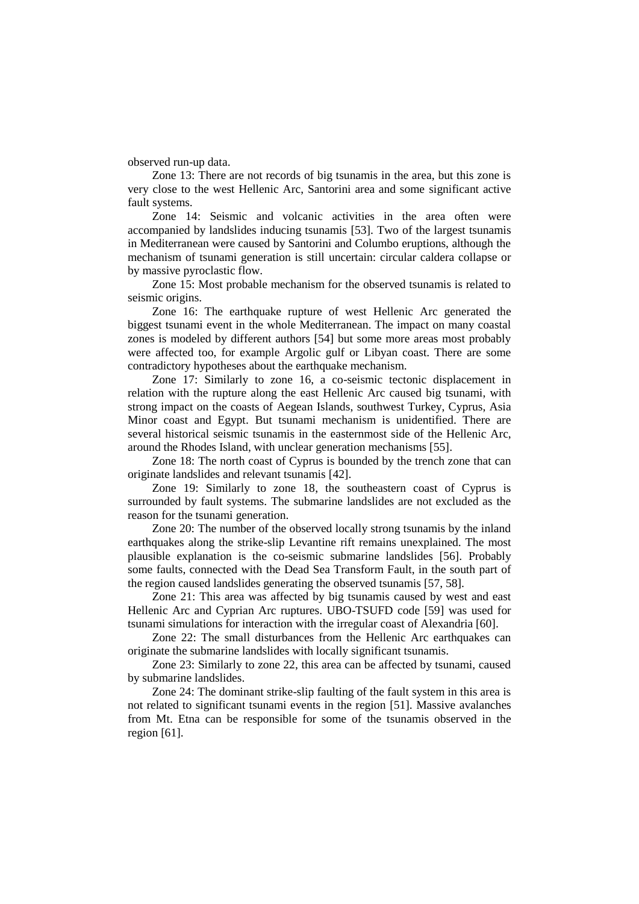observed run-up data.

Zone 13: There are not records of big tsunamis in the area, but this zone is very close to the west Hellenic Arc, Santorini area and some significant active fault systems.

Zone 14: Seismic and volcanic activities in the area often were accompanied by landslides inducing tsunamis [53]. Two of the largest tsunamis in Mediterranean were caused by Santorini and Columbo eruptions, although the mechanism of tsunami generation is still uncertain: circular caldera collapse or by massive pyroclastic flow.

Zone 15: Most probable mechanism for the observed tsunamis is related to seismic origins.

Zone 16: The earthquake rupture of west Hellenic Arc generated the biggest tsunami event in the whole Mediterranean. The impact on many coastal zones is modeled by different authors [54] but some more areas most probably were affected too, for example Argolic gulf or Libyan coast. There are some contradictory hypotheses about the earthquake mechanism.

Zone 17: Similarly to zone 16, a co-seismic tectonic displacement in relation with the rupture along the east Hellenic Arc caused big tsunami, with strong impact on the coasts of Aegean Islands, southwest Turkey, Cyprus, Asia Minor coast and Egypt. But tsunami mechanism is unidentified. There are several historical seismic tsunamis in the easternmost side of the Hellenic Arc, around the Rhodes Island, with unclear generation mechanisms [55].

Zone 18: The north coast of Cyprus is bounded by the trench zone that can originate landslides and relevant tsunamis [42].

Zone 19: Similarly to zone 18, the southeastern coast of Cyprus is surrounded by fault systems. The submarine landslides are not excluded as the reason for the tsunami generation.

Zone 20: The number of the observed locally strong tsunamis by the inland earthquakes along the strike-slip Levantine rift remains unexplained. The most plausible explanation is the co-seismic submarine landslides [56]. Probably some faults, connected with the Dead Sea Transform Fault, in the south part of the region caused landslides generating the observed tsunamis [57, 58].

Zone 21: This area was affected by big tsunamis caused by west and east Hellenic Arc and Cyprian Arc ruptures. UBO-TSUFD code [59] was used for tsunami simulations for interaction with the irregular coast of Alexandria [60].

Zone 22: The small disturbances from the Hellenic Arc earthquakes can originate the submarine landslides with locally significant tsunamis.

Zone 23: Similarly to zone 22, this area can be affected by tsunami, caused by submarine landslides.

Zone 24: The dominant strike-slip faulting of the fault system in this area is not related to significant tsunami events in the region [51]. Massive avalanches from Mt. Etna can be responsible for some of the tsunamis observed in the region [61].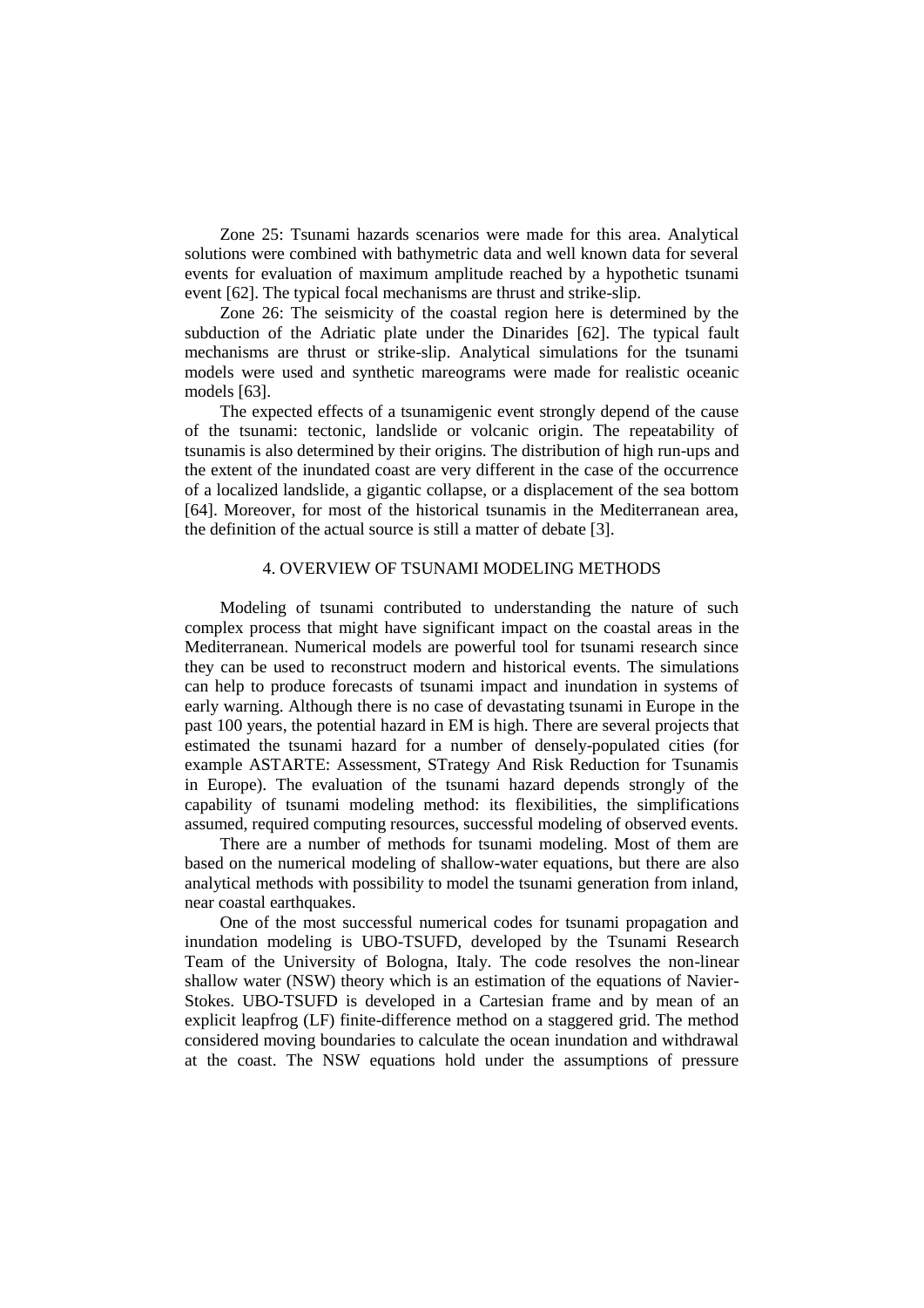Zone 25: Tsunami hazards scenarios were made for this area. Analytical solutions were combined with bathymetric data and well known data for several events for evaluation of maximum amplitude reached by a hypothetic tsunami event [62]. The typical focal mechanisms are thrust and strike-slip.

Zone 26: The seismicity of the coastal region here is determined by the subduction of the Adriatic plate under the Dinarides [62]. The typical fault mechanisms are thrust or strike-slip. Analytical simulations for the tsunami models were used and synthetic mareograms were made for realistic oceanic models [63].

The expected effects of a tsunamigenic event strongly depend of the cause of the tsunami: tectonic, landslide or volcanic origin. The repeatability of tsunamis is also determined by their origins. The distribution of high run-ups and the extent of the inundated coast are very different in the case of the occurrence of a localized landslide, a gigantic collapse, or a displacement of the sea bottom [64]. Moreover, for most of the historical tsunamis in the Mediterranean area, the definition of the actual source is still a matter of debate [3].

## 4. OVERVIEW OF TSUNAMI MODELING METHODS

Modeling of tsunami contributed to understanding the nature of such complex process that might have significant impact on the coastal areas in the Mediterranean. Numerical models are powerful tool for tsunami research since they can be used to reconstruct modern and historical events. The simulations can help to produce forecasts of tsunami impact and inundation in systems of early warning. Although there is no case of devastating tsunami in Europe in the past 100 years, the potential hazard in EM is high. There are several projects that estimated the tsunami hazard for a number of densely-populated cities (for example ASTARTE: Assessment, STrategy And Risk Reduction for Tsunamis in Europe). The evaluation of the tsunami hazard depends strongly of the capability of tsunami modeling method: its flexibilities, the simplifications assumed, required computing resources, successful modeling of observed events.

There are a number of methods for tsunami modeling. Most of them are based on the numerical modeling of shallow-water equations, but there are also analytical methods with possibility to model the tsunami generation from inland, near coastal earthquakes.

One of the most successful numerical codes for tsunami propagation and inundation modeling is UBO-TSUFD, developed by the Tsunami Research Team of the University of Bologna, Italy. The code resolves the non-linear shallow water (NSW) theory which is an estimation of the equations of Navier-Stokes. UBO-TSUFD is developed in a Cartesian frame and by mean of an explicit leapfrog (LF) finite-difference method on a staggered grid. The method considered moving boundaries to calculate the ocean inundation and withdrawal at the coast. The NSW equations hold under the assumptions of pressure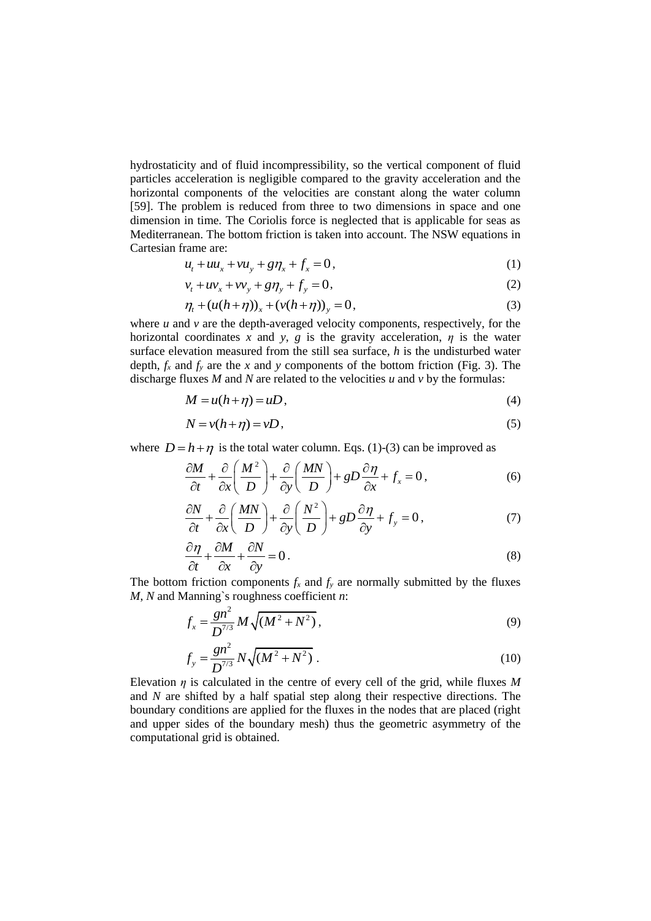hydrostaticity and of fluid incompressibility, so the vertical component of fluid particles acceleration is negligible compared to the gravity acceleration and the horizontal components of the velocities are constant along the water column [59]. The problem is reduced from three to two dimensions in space and one dimension in time. The Coriolis force is neglected that is applicable for seas as Mediterranean. The bottom friction is taken into account. The NSW equations in Cartesian frame are:

$$u_t + uu_x + vu_y + g\eta_x + f_x = 0, \tag{1}$$

$$v_t + uv_x + vv_y + g\eta_y + f_y = 0, \tag{2}$$

$$\eta_t + (u(h+\eta))_x + (v(h+\eta))_y = 0, \tag{3}$$

where $u$ and $v$ are the depth-averaged velocity components, respectively, for the horizontal coordinates $x$ and $y$, $g$ is the gravity acceleration, $\eta$ is the water surface elevation measured from the still sea surface, $h$ is the undisturbed water depth, $f_x$ and $f_y$ are the $x$ and $y$ components of the bottom friction (Fig. 3). The discharge fluxes $M$ and $N$ are related to the velocities $u$ and $v$ by the formulas:

$$M = u(h+\eta) = uD, \tag{4}$$

$$N = v(h+\eta) = vD, \tag{5}$$

where $D = h + \eta$ is the total water column. Eqs. (1)-(3) can be improved as

$$\frac{\partial M}{\partial t} + \frac{\partial}{\partial x}\left(\frac{M^2}{D}\right) + \frac{\partial}{\partial y}\left(\frac{MN}{D}\right) + gD\frac{\partial \eta}{\partial x} + f_x = 0, \tag{6}$$

$$\frac{\partial N}{\partial t} + \frac{\partial}{\partial x}\left(\frac{MN}{D}\right) + \frac{\partial}{\partial y}\left(\frac{N^2}{D}\right) + gD\frac{\partial \eta}{\partial y} + f_y = 0, \tag{7}$$

$$\frac{\partial \eta}{\partial t} + \frac{\partial M}{\partial x} + \frac{\partial N}{\partial y} = 0. \tag{8}$$

The bottom friction components $f_x$ and $f_y$ are normally submitted by the fluxes $M$, $N$ and Manning`s roughness coefficient $n$:

$$f_x = \frac{gn^2}{D^{7/3}} M\sqrt{(M^2 + N^2)}, \tag{9}$$

$$f_y = \frac{gn^2}{D^{7/3}} N\sqrt{(M^2 + N^2)}. \tag{10}$$

Elevation $\eta$ is calculated in the centre of every cell of the grid, while fluxes $M$ and $N$ are shifted by a half spatial step along their respective directions. The boundary conditions are applied for the fluxes in the nodes that are placed (right and upper sides of the boundary mesh) thus the geometric asymmetry of the computational grid is obtained.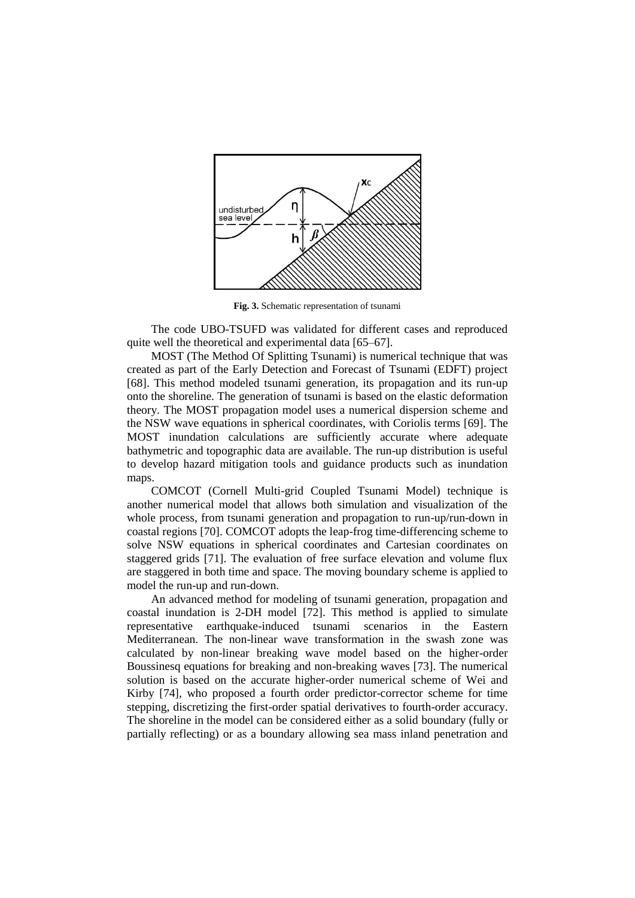**Fig. 3.** Schematic representation of tsunami

The code UBO-TSUFD was validated for different cases and reproduced quite well the theoretical and experimental data [65–67].

MOST (The Method Of Splitting Tsunami) is numerical technique that was created as part of the Early Detection and Forecast of Tsunami (EDFT) project [68]. This method modeled tsunami generation, its propagation and its run-up onto the shoreline. The generation of tsunami is based on the elastic deformation theory. The MOST propagation model uses a numerical dispersion scheme and the NSW wave equations in spherical coordinates, with Coriolis terms [69]. The MOST inundation calculations are sufficiently accurate where adequate bathymetric and topographic data are available. The run-up distribution is useful to develop hazard mitigation tools and guidance products such as inundation maps.

COMCOT (Cornell Multi-grid Coupled Tsunami Model) technique is another numerical model that allows both simulation and visualization of the whole process, from tsunami generation and propagation to run-up/run-down in coastal regions [70]. COMCOT adopts the leap-frog time-differencing scheme to solve NSW equations in spherical coordinates and Cartesian coordinates on staggered grids [71]. The evaluation of free surface elevation and volume flux are staggered in both time and space. The moving boundary scheme is applied to model the run-up and run-down.

An advanced method for modeling of tsunami generation, propagation and coastal inundation is 2-DH model [72]. This method is applied to simulate representative earthquake-induced tsunami scenarios in the Eastern Mediterranean. The non-linear wave transformation in the swash zone was calculated by non-linear breaking wave model based on the higher-order Boussinesq equations for breaking and non-breaking waves [73]. The numerical solution is based on the accurate higher-order numerical scheme of Wei and Kirby [74], who proposed a fourth order predictor-corrector scheme for time stepping, discretizing the first-order spatial derivatives to fourth-order accuracy. The shoreline in the model can be considered either as a solid boundary (fully or partially reflecting) or as a boundary allowing sea mass inland penetration and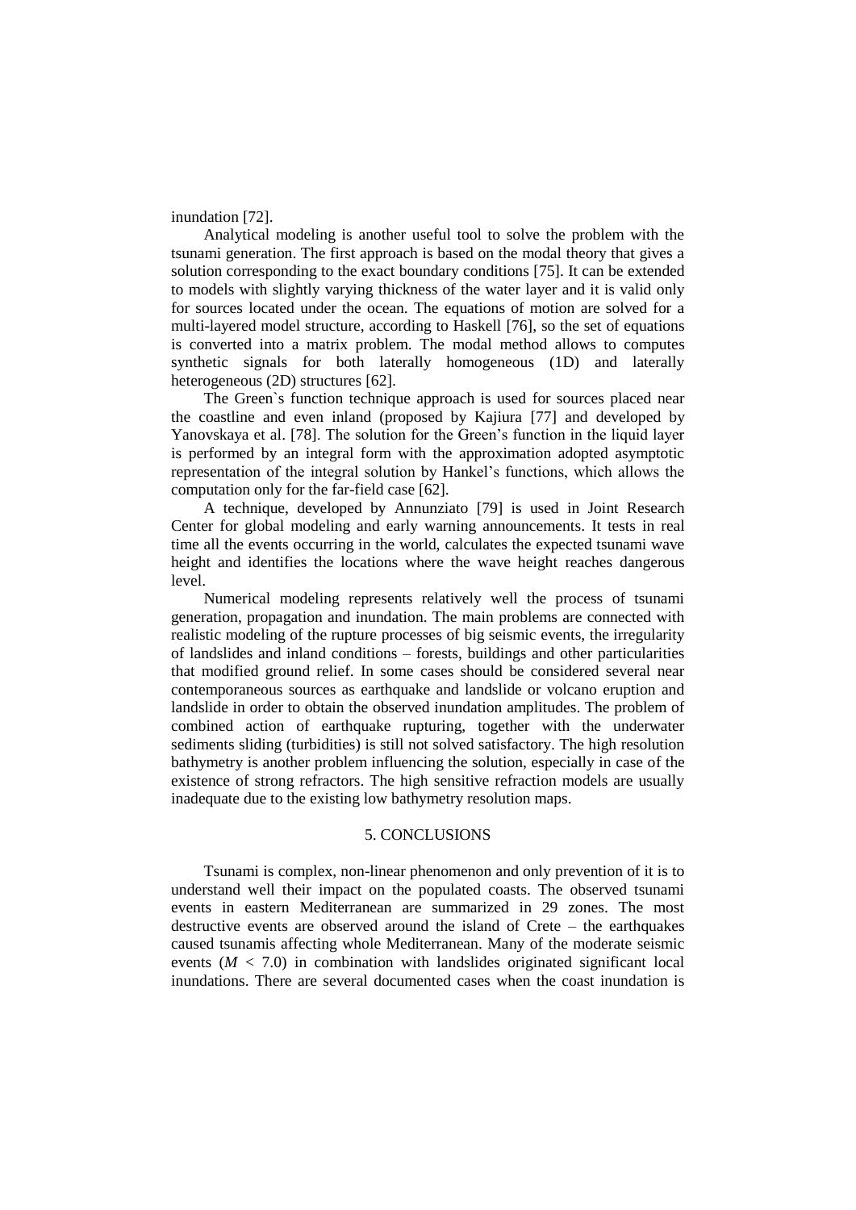inundation [72].

Analytical modeling is another useful tool to solve the problem with the tsunami generation. The first approach is based on the modal theory that gives a solution corresponding to the exact boundary conditions [75]. It can be extended to models with slightly varying thickness of the water layer and it is valid only for sources located under the ocean. The equations of motion are solved for a multi-layered model structure, according to Haskell [76], so the set of equations is converted into a matrix problem. The modal method allows to computes synthetic signals for both laterally homogeneous (1D) and laterally heterogeneous (2D) structures [62].

The Green`s function technique approach is used for sources placed near the coastline and even inland (proposed by Kajiura [77] and developed by Yanovskaya et al. [78]. The solution for the Green's function in the liquid layer is performed by an integral form with the approximation adopted asymptotic representation of the integral solution by Hankel's functions, which allows the computation only for the far-field case [62].

A technique, developed by Annunziato [79] is used in Joint Research Center for global modeling and early warning announcements. It tests in real time all the events occurring in the world, calculates the expected tsunami wave height and identifies the locations where the wave height reaches dangerous level.

Numerical modeling represents relatively well the process of tsunami generation, propagation and inundation. The main problems are connected with realistic modeling of the rupture processes of big seismic events, the irregularity of landslides and inland conditions – forests, buildings and other particularities that modified ground relief. In some cases should be considered several near contemporaneous sources as earthquake and landslide or volcano eruption and landslide in order to obtain the observed inundation amplitudes. The problem of combined action of earthquake rupturing, together with the underwater sediments sliding (turbidities) is still not solved satisfactory. The high resolution bathymetry is another problem influencing the solution, especially in case of the existence of strong refractors. The high sensitive refraction models are usually inadequate due to the existing low bathymetry resolution maps.

## 5. CONCLUSIONS

Tsunami is complex, non-linear phenomenon and only prevention of it is to understand well their impact on the populated coasts. The observed tsunami events in eastern Mediterranean are summarized in 29 zones. The most destructive events are observed around the island of Crete – the earthquakes caused tsunamis affecting whole Mediterranean. Many of the moderate seismic events ($M < 7.0$) in combination with landslides originated significant local inundations. There are several documented cases when the coast inundation is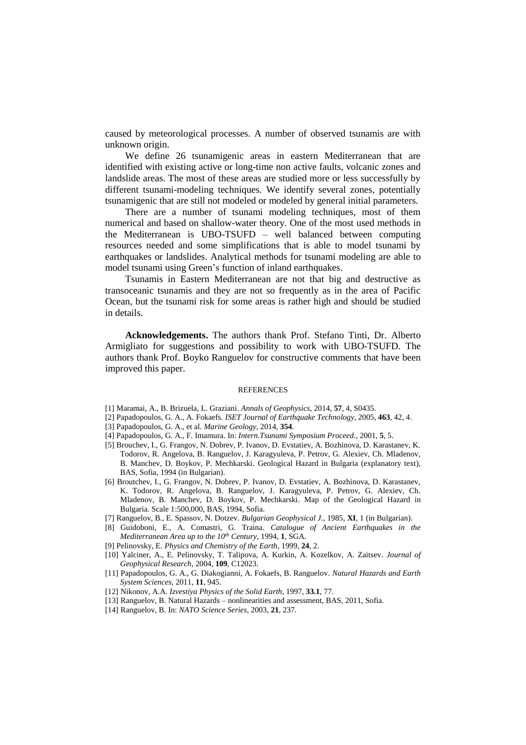caused by meteorological processes. A number of observed tsunamis are with unknown origin.

We define 26 tsunamigenic areas in eastern Mediterranean that are identified with existing active or long-time non active faults, volcanic zones and landslide areas. The most of these areas are studied more or less successfully by different tsunami-modeling techniques. We identify several zones, potentially tsunamigenic that are still not modeled or modeled by general initial parameters.

There are a number of tsunami modeling techniques, most of them numerical and based on shallow-water theory. One of the most used methods in the Mediterranean is UBO-TSUFD – well balanced between computing resources needed and some simplifications that is able to model tsunami by earthquakes or landslides. Analytical methods for tsunami modeling are able to model tsunami using Green's function of inland earthquakes.

Tsunamis in Eastern Mediterranean are not that big and destructive as transoceanic tsunamis and they are not so frequently as in the area of Pacific Ocean, but the tsunami risk for some areas is rather high and should be studied in details.

**Acknowledgements.** The authors thank Prof. Stefano Tinti, Dr. Alberto Armigliato for suggestions and possibility to work with UBO-TSUFD. The authors thank Prof. Boyko Ranguelov for constructive comments that have been improved this paper.

## REFERENCES

[1] Maramai, A., B. Brizuela, L. Graziani. *Annals of Geophysics*, 2014, **57**, 4, S0435.

[2] Papadopoulos, G. A., A. Fokaefs. *ISET Journal of Earthquake Technology*, 2005, **463**, 42, 4.

[3] Papadopoulos, G. A., et al. *Marine Geology*, 2014, **354**.

[4] Papadopoulos, G. A., F. Imamura. In: *Intern.Tsunami Symposium Proceed.*, 2001, **5**, 5.

[5] Brouchev, I., G. Frangov, N. Dobrev, P. Ivanov, D. Evstatiev, A. Bozhinova, D. Karastanev, K. Todorov, R. Angelova, B. Ranguelov, J. Karagyuleva, P. Petrov, G. Alexiev, Ch. Mladenov, B. Manchev, D. Boykov, P. Mechkarski. Geological Hazard in Bulgaria (explanatory text), BAS, Sofia, 1994 (in Bulgarian).

[6] Broutchev, I., G. Frangov, N. Dobrev, P. Ivanov, D. Evstatiev, A. Bozhinova, D. Karastanev, K. Todorov, R. Angelova, B. Ranguelov, J. Karagyuleva, P. Petrov, G. Alexiev, Ch. Mladenov, B. Manchev, D. Boykov, P. Mechkarski. Map of the Geological Hazard in Bulgaria. Scale 1:500,000, BAS, 1994, Sofia.

[7] Ranguelov, B., E. Spassov, N. Dotzev. *Bulgarian Geophysical J.*, 1985, **XI**, 1 (in Bulgarian).

[8] Guidoboni, E., A. Comastri, G. Traina. *Catalogue of Ancient Earthquakes in the Mediterranean Area up to the 10th Century*, 1994, **1**, SGA.

[9] Pelinovsky, E. *Physics and Chemistry of the Earth*, 1999, **24**, 2.

[10] Yalciner, A., E. Pelinovsky, T. Talipova, A. Kurkin, A. Kozelkov, A. Zaitsev. *Journal of Geophysical Research*, 2004, **109**, C12023.

[11] Papadopoulos, G. A., G. Diakogianni, A. Fokaefs, B. Ranguelov. *Natural Hazards and Earth System Sciences*, 2011, **11**, 945.

[12] Nikonov, A.A. *Izvestiya Physics of the Solid Earth*, 1997, **33.1**, 77.

[13] Ranguelov, B. Natural Hazards – nonlinearities and assessment, BAS, 2011, Sofia.

[14] Ranguelov, B. In: *NATO Science Series*, 2003, **21**, 237.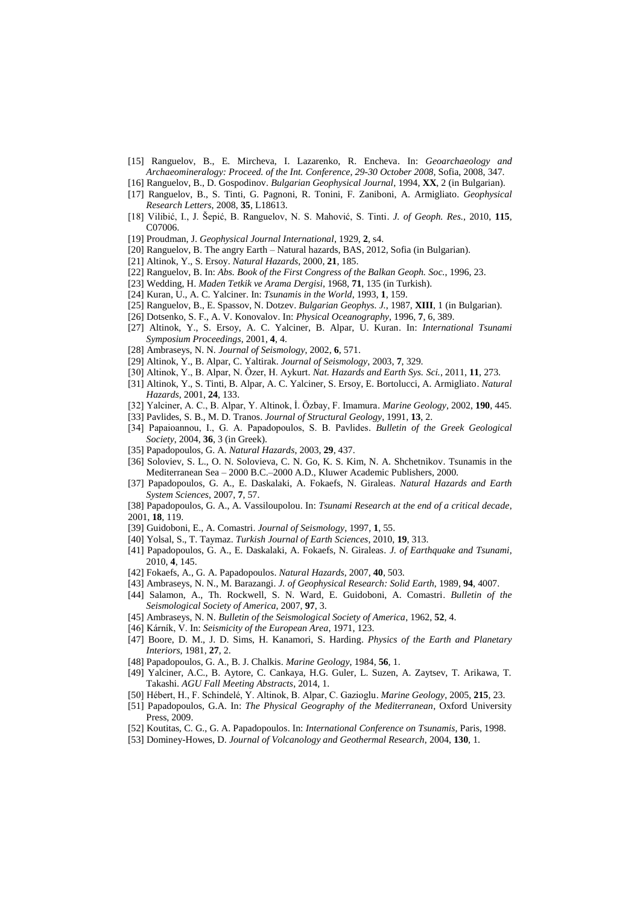[15] Ranguelov, B., E. Mircheva, I. Lazarenko, R. Encheva. In: *Geoarchaeology and Archaeomineralogy: Proceed. of the Int. Conference, 29-30 October 2008*, Sofia, 2008, 347.

[16] Ranguelov, B., D. Gospodinov. *Bulgarian Geophysical Journal*, 1994, **XX**, 2 (in Bulgarian).

[17] Ranguelov, B., S. Tinti, G. Pagnoni, R. Tonini, F. Zaniboni, A. Armigliato. *Geophysical Research Letters*, 2008, **35**, L18613.

[18] Vilibić, I., J. Šepić, B. Ranguelov, N. S. Mahović, S. Tinti. *J. of Geoph. Res.*, 2010, **115**, C07006.

[19] Proudman, J. *Geophysical Journal International*, 1929, **2**, s4.

[20] Ranguelov, B. The angry Earth – Natural hazards, BAS, 2012, Sofia (in Bulgarian).

[21] Altinok, Y., S. Ersoy. *Natural Hazards*, 2000, **21**, 185.

[22] Ranguelov, B. In: *Abs. Book of the First Congress of the Balkan Geoph. Soc.*, 1996, 23.

[23] Wedding, H. *Maden Tetkik ve Arama Dergisi*, 1968, **71**, 135 (in Turkish).

[24] Kuran, U., A. C. Yalciner. In: *Tsunamis in the World*, 1993, **1**, 159.

[25] Ranguelov, B., E. Spassov, N. Dotzev. *Bulgarian Geophys. J.*, 1987, **XIII**, 1 (in Bulgarian).

[26] Dotsenko, S. F., A. V. Konovalov. In: *Physical Oceanography*, 1996, **7**, 6, 389.

[27] Altinok, Y., S. Ersoy, A. C. Yalciner, B. Alpar, U. Kuran. In: *International Tsunami Symposium Proceedings*, 2001, **4**, 4.

[28] Ambraseys, N. N. *Journal of Seismology*, 2002, **6**, 571.

[29] Altinok, Y., B. Alpar, C. Yaltirak. *Journal of Seismology*, 2003, **7**, 329.

[30] Altinok, Y., B. Alpar, N. Özer, H. Aykurt. *Nat. Hazards and Earth Sys. Sci.*, 2011, **11**, 273.

[31] Altinok, Y., S. Tinti, B. Alpar, A. C. Yalciner, S. Ersoy, E. Bortolucci, A. Armigliato. *Natural Hazards*, 2001, **24**, 133.

[32] Yalciner, A. C., B. Alpar, Y. Altinok, İ. Özbay, F. Imamura. *Marine Geology*, 2002, **190**, 445.

[33] Pavlides, S. B., M. D. Tranos. *Journal of Structural Geology*, 1991, **13**, 2.

[34] Papaioannou, I., G. A. Papadopoulos, S. B. Pavlides. *Bulletin of the Greek Geological Society*, 2004, **36**, 3 (in Greek).

[35] Papadopoulos, G. A. *Natural Hazards*, 2003, **29**, 437.

[36] Soloviev, S. L., O. N. Solovieva, C. N. Go, K. S. Kim, N. A. Shchetnikov. Tsunamis in the Mediterranean Sea – 2000 B.C.–2000 A.D., Kluwer Academic Publishers, 2000.

[37] Papadopoulos, G. A., E. Daskalaki, A. Fokaefs, N. Giraleas. *Natural Hazards and Earth System Sciences*, 2007, **7**, 57.

[38] Papadopoulos, G. A., A. Vassiloupolou. In: *Tsunami Research at the end of a critical decade*, 2001, **18**, 119.

[39] Guidoboni, E., A. Comastri. *Journal of Seismology*, 1997, **1**, 55.

[40] Yolsal, S., T. Taymaz. *Turkish Journal of Earth Sciences*, 2010, **19**, 313.

[41] Papadopoulos, G. A., E. Daskalaki, A. Fokaefs, N. Giraleas. *J. of Earthquake and Tsunami*, 2010, **4**, 145.

[42] Fokaefs, A., G. A. Papadopoulos. *Natural Hazards*, 2007, **40**, 503.

[43] Ambraseys, N. N., M. Barazangi. *J. of Geophysical Research: Solid Earth*, 1989, **94**, 4007.

[44] Salamon, A., Th. Rockwell, S. N. Ward, E. Guidoboni, A. Comastri. *Bulletin of the Seismological Society of America*, 2007, **97**, 3.

[45] Ambraseys, N. N. *Bulletin of the Seismological Society of America*, 1962, **52**, 4.

[46] Kárník, V. In: *Seismicity of the European Area*, 1971, 123.

[47] Boore, D. M., J. D. Sims, H. Kanamori, S. Harding. *Physics of the Earth and Planetary Interiors*, 1981, **27**, 2.

[48] Papadopoulos, G. A., B. J. Chalkis. *Marine Geology*, 1984, **56**, 1.

[49] Yalciner, A.C., B. Aytore, C. Cankaya, H.G. Guler, L. Suzen, A. Zaytsev, T. Arikawa, T. Takashi. *AGU Fall Meeting Abstracts*, 2014, 1.

[50] Hébert, H., F. Schindelé, Y. Altinok, B. Alpar, C. Gazioglu. *Marine Geology*, 2005, **215**, 23.

[51] Papadopoulos, G.A. In: *The Physical Geography of the Mediterranean*, Oxford University Press, 2009.

[52] Koutitas, C. G., G. A. Papadopoulos. In: *International Conference on Tsunamis*, Paris, 1998.

[53] Dominey-Howes, D. *Journal of Volcanology and Geothermal Research*, 2004, **130**, 1.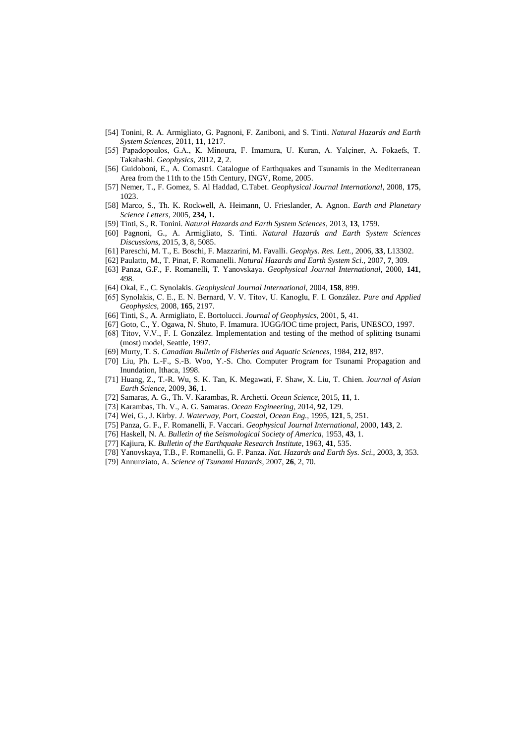[54] Tonini, R. A. Armigliato, G. Pagnoni, F. Zaniboni, and S. Tinti. *Natural Hazards and Earth System Sciences*, 2011, **11**, 1217.

[55] Papadopoulos, G.A., K. Minoura, F. Imamura, U. Kuran, A. Yalçiner, A. Fokaefs, T. Takahashi. *Geophysics*, 2012, **2**, 2.

[56] Guidoboni, E., A. Comastri. Catalogue of Earthquakes and Tsunamis in the Mediterranean Area from the 11th to the 15th Century, INGV, Rome, 2005.

[57] Nemer, T., F. Gomez, S. Al Haddad, C.Tabet. *Geophysical Journal International*, 2008, **175**, 1023.

[58] Marco, S., Th. K. Rockwell, A. Heimann, U. Frieslander, A. Agnon. *Earth and Planetary Science Letters*, 2005, **234,** 1**.**

[59] Tinti, S., R. Tonini. *Natural Hazards and Earth System Sciences*, 2013, **13**, 1759.

[60] Pagnoni, G., A. Armigliato, S. Tinti. *Natural Hazards and Earth System Sciences Discussions*, 2015, **3**, 8, 5085.

[61] Pareschi, M. T., E. Boschi, F. Mazzarini, M. Favalli. *Geophys. Res. Lett.*, 2006, **33**, L13302.

[62] Paulatto, M., T. Pinat, F. Romanelli. *Natural Hazards and Earth System Sci.*, 2007, **7**, 309.

[63] Panza, G.F., F. Romanelli, T. Yanovskaya. *Geophysical Journal International*, 2000, **141**, 498.

[64] Okal, E., C. Synolakis. *Geophysical Journal International*, 2004, **158**, 899.

[65] Synolakis, C. E., E. N. Bernard, V. V. Titov, U. Kanoglu, F. I. González. *Pure and Applied Geophysics*, 2008, **165**, 2197.

[66] Tinti, S., A. Armigliato, E. Bortolucci. *Journal of Geophysics*, 2001, **5**, 41.

[67] Goto, C., Y. Ogawa, N. Shuto, F. Imamura. IUGG/IOC time project, Paris, UNESCO, 1997.

[68] Titov, V.V., F. I. González. Implementation and testing of the method of splitting tsunami (most) model, Seattle, 1997.

[69] Murty, T. S. *Canadian Bulletin of Fisheries and Aquatic Sciences*, 1984, **212**, 897.

[70] Liu, Ph. L.-F., S.-B. Woo, Y.-S. Cho. Computer Program for Tsunami Propagation and Inundation, Ithaca, 1998.

[71] Huang, Z., T.-R. Wu, S. K. Tan, K. Megawati, F. Shaw, X. Liu, T. Chien. *Journal of Asian Earth Science*, 2009, **36**, 1.

[72] Samaras, A. G., Th. V. Karambas, R. Archetti. *Ocean Science*, 2015, **11**, 1.

[73] Karambas, Th. V., A. G. Samaras. *Ocean Engineering*, 2014, **92**, 129.

[74] Wei, G., J. Kirby. *J. Waterway, Port, Coastal, Ocean Eng.*, 1995, **121**, 5, 251.

[75] Panza, G. F., F. Romanelli, F. Vaccari. *Geophysical Journal International*, 2000, **143**, 2.

[76] Haskell, N. A. *Bulletin of the Seismological Society of America*, 1953, **43**, 1.

[77] Kajiura, K. *Bulletin of the Earthquake Research Institute*, 1963, **41**, 535.

[78] Yanovskaya, T.B., F. Romanelli, G. F. Panza. *Nat. Hazards and Earth Sys. Sci.*, 2003, **3**, 353.

[79] Annunziato, A. *Science of Tsunami Hazards*, 2007, **26**, 2, 70.